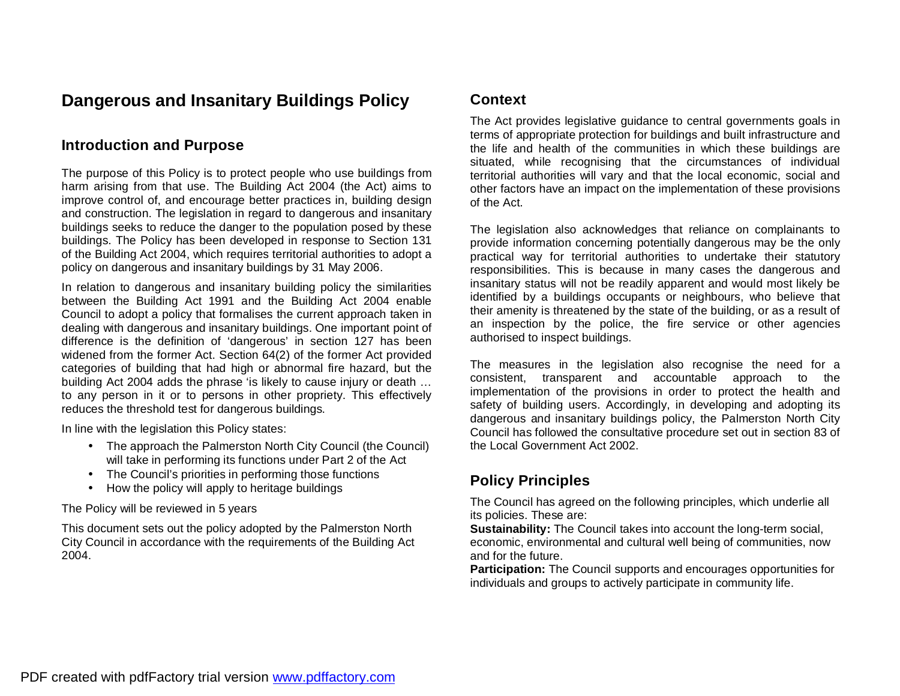# Dangerous and Insanitary Buildings Policy

## Introduction and Purpose

The purpose of this Policy is to protect people who use buildings from harm arising from that use. The Building Act 2004 (the Act) aims to improve control of, and encourage better practices in, building design and construction. The legislation in regard to dangerous and insanitary buildings seeks to reduce the danger to the population posed by these buildings. The Policy has been developed in response to Section 131 of the Building Act 2004, which requires territorial authorities to adopt a policy on dangerous and insanitary buildings by 31 May 2006.

In relation to dangerous and insanitary building policy the similarities between the Building Act 1991 and the Building Act 2004 enable Council to adopt a policy that formalises the current approach taken in dealing with dangerous and insanitary buildings. One important point of difference is the definition of 'dangerous' in section 127 has been widened from the former Act. Section 64(2) of the former Act provided categories of building that had high or abnormal fire hazard, but the building Act 2004 adds the phrase 'is likely to cause injury or death … to any person in it or to persons in other propriety. This effectively reduces the threshold test for dangerous buildings.

In line with the legislation this Policy states:

- The approach the Palmerston North City Council (the Council) will take in performing its functions under Part 2 of the Act
- The Council's priorities in performing those functions
- How the policy will apply to heritage buildings

The Policy will be reviewed in 5 years

This document sets out the policy adopted by the Palmerston North City Council in accordance with the requirements of the Building Act 2004.

## Context

The Act provides legislative guidance to central governments goals in terms of appropriate protection for buildings and built infrastructure and the life and health of the communities in which these buildings are situated, while recognising that the circumstances of individual territorial authorities will vary and that the local economic, social and other factors have an impact on the implementation of these provisions of the Act.

The legislation also acknowledges that reliance on complainants to provide information concerning potentially dangerous may be the only practical way for territorial authorities to undertake their statutory responsibilities. This is because in many cases the dangerous and insanitary status will not be readily apparent and would most likely be identified by a buildings occupants or neighbours, who believe that their amenity is threatened by the state of the building, or as a result of an inspection by the police, the fire service or other agencies authorised to inspect buildings.

The measures in the legislation also recognise the need for a consistent, transparent and accountable approach to the implementation of the provisions in order to protect the health and safety of building users. Accordingly, in developing and adopting its dangerous and insanitary buildings policy, the Palmerston North City Council has followed the consultative procedure set out in section 83 of the Local Government Act 2002.

## Policy Principles

The Council has agreed on the following principles, which underlie all its policies. These are:

**Sustainability:** The Council takes into account the long-term social, economic, environmental and cultural well being of communities, now and for the future.

**Participation:** The Council supports and encourages opportunities for individuals and groups to actively participate in community life.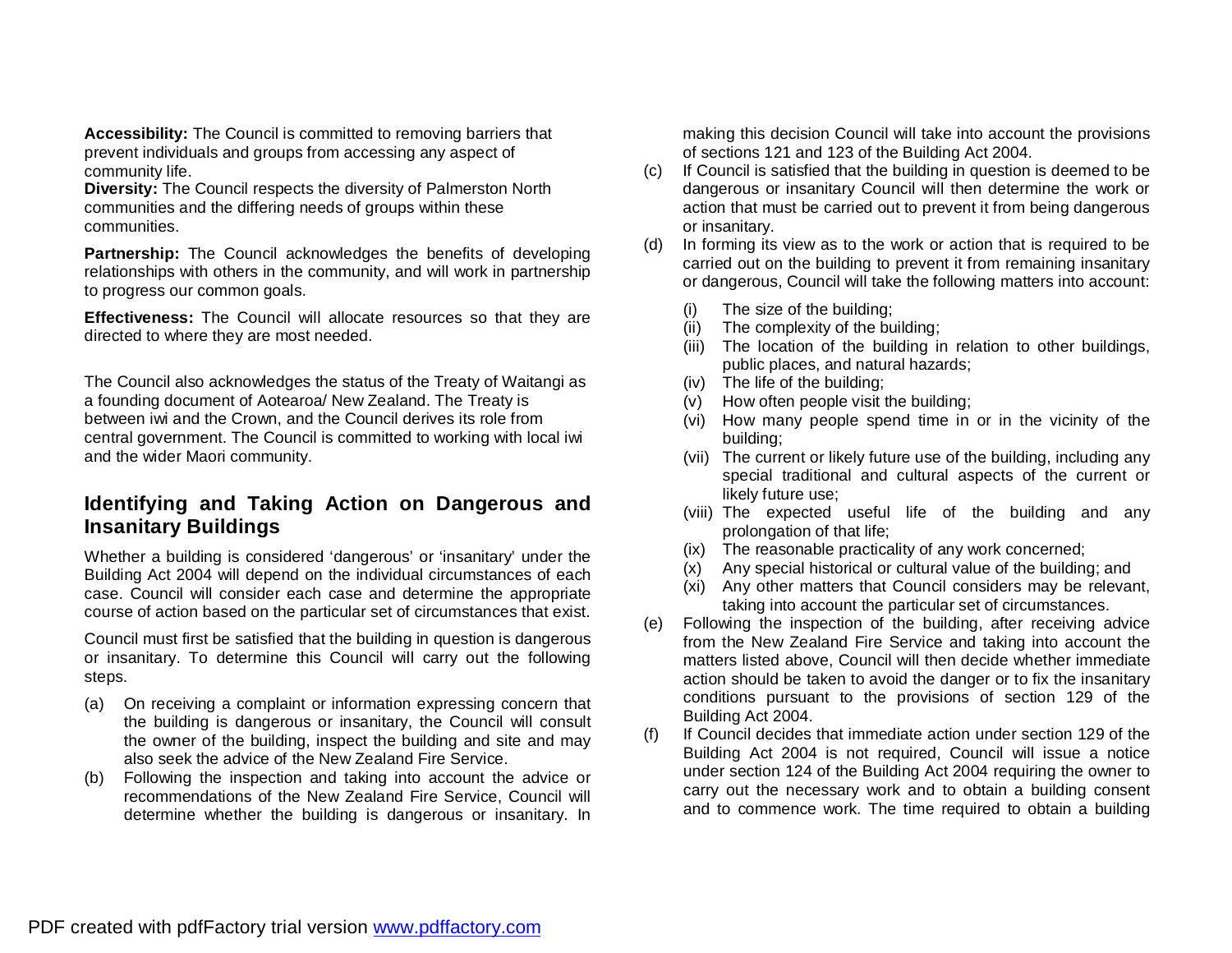**Accessibility:** The Council is committed to removing barriers that prevent individuals and groups from accessing any aspect of community life.

**Diversity:** The Council respects the diversity of Palmerston North communities and the differing needs of groups within these communities.

**Partnership:** The Council acknowledges the benefits of developing relationships with others in the community, and will work in partnership to progress our common goals.

**Effectiveness:** The Council will allocate resources so that they are directed to where they are most needed.

The Council also acknowledges the status of the Treaty of Waitangi as a founding document of Aotearoa/ New Zealand. The Treaty is between iwi and the Crown, and the Council derives its role from central government. The Council is committed to working with local iwi and the wider Maori community.

## Identifying and Taking Action on Dangerous and Insanitary Buildings

Whether a building is considered 'dangerous' or 'insanitary' under the Building Act 2004 will depend on the individual circumstances of each case. Council will consider each case and determine the appropriate course of action based on the particular set of circumstances that exist.

Council must first be satisfied that the building in question is dangerous or insanitary. To determine this Council will carry out the following steps.

(a) On receiving a complaint or information expressing concern that the building is dangerous or insanitary, the Council will consult the owner of the building, inspect the building and site and may also seek the advice of the New Zealand Fire Service.

(b) Following the inspection and taking into account the advice or recommendations of the New Zealand Fire Service, Council will determine whether the building is dangerous or insanitary. In making this decision Council will take into account the provisions of sections 121 and 123 of the Building Act 2004.

(c) If Council is satisfied that the building in question is deemed to be dangerous or insanitary Council will then determine the work or action that must be carried out to prevent it from being dangerous or insanitary.

(d) In forming its view as to the work or action that is required to be carried out on the building to prevent it from remaining insanitary or dangerous, Council will take the following matters into account:

   (i) The size of the building;
   (ii) The complexity of the building;
   (iii) The location of the building in relation to other buildings, public places, and natural hazards;
   (iv) The life of the building;
   (v) How often people visit the building;
   (vi) How many people spend time in or in the vicinity of the building;
   (vii) The current or likely future use of the building, including any special traditional and cultural aspects of the current or likely future use;
   (viii) The expected useful life of the building and any prolongation of that life;
   (ix) The reasonable practicality of any work concerned;
   (x) Any special historical or cultural value of the building; and
   (xi) Any other matters that Council considers may be relevant, taking into account the particular set of circumstances.

(e) Following the inspection of the building, after receiving advice from the New Zealand Fire Service and taking into account the matters listed above, Council will then decide whether immediate action should be taken to avoid the danger or to fix the insanitary conditions pursuant to the provisions of section 129 of the Building Act 2004.

(f) If Council decides that immediate action under section 129 of the Building Act 2004 is not required, Council will issue a notice under section 124 of the Building Act 2004 requiring the owner to carry out the necessary work and to obtain a building consent and to commence work. The time required to obtain a building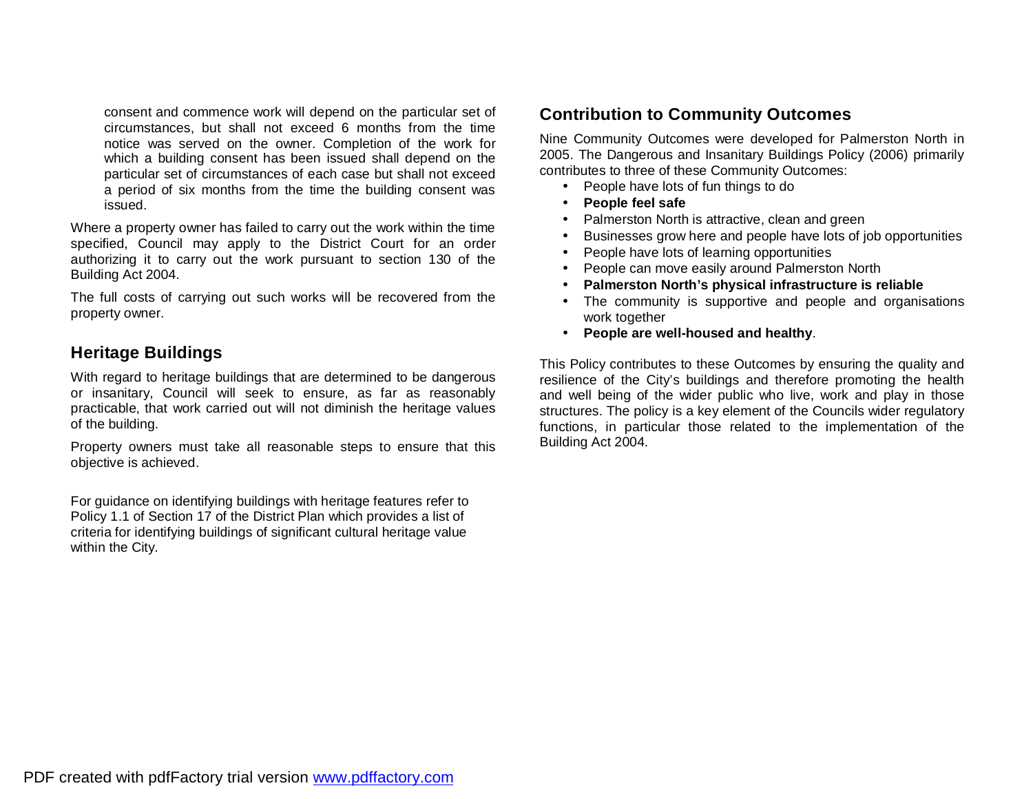consent and commence work will depend on the particular set of circumstances, but shall not exceed 6 months from the time notice was served on the owner. Completion of the work for which a building consent has been issued shall depend on the particular set of circumstances of each case but shall not exceed a period of six months from the time the building consent was issued.

Where a property owner has failed to carry out the work within the time specified, Council may apply to the District Court for an order authorizing it to carry out the work pursuant to section 130 of the Building Act 2004.

The full costs of carrying out such works will be recovered from the property owner.

## Heritage Buildings

With regard to heritage buildings that are determined to be dangerous or insanitary, Council will seek to ensure, as far as reasonably practicable, that work carried out will not diminish the heritage values of the building.

Property owners must take all reasonable steps to ensure that this objective is achieved.

For guidance on identifying buildings with heritage features refer to Policy 1.1 of Section 17 of the District Plan which provides a list of criteria for identifying buildings of significant cultural heritage value within the City.

## Contribution to Community Outcomes

Nine Community Outcomes were developed for Palmerston North in 2005. The Dangerous and Insanitary Buildings Policy (2006) primarily contributes to three of these Community Outcomes:

- People have lots of fun things to do
- **People feel safe**
- Palmerston North is attractive, clean and green
- Businesses grow here and people have lots of job opportunities
- People have lots of learning opportunities
- People can move easily around Palmerston North
- **Palmerston North's physical infrastructure is reliable**
- The community is supportive and people and organisations work together
- **People are well-housed and healthy**.

This Policy contributes to these Outcomes by ensuring the quality and resilience of the City's buildings and therefore promoting the health and well being of the wider public who live, work and play in those structures. The policy is a key element of the Councils wider regulatory functions, in particular those related to the implementation of the Building Act 2004.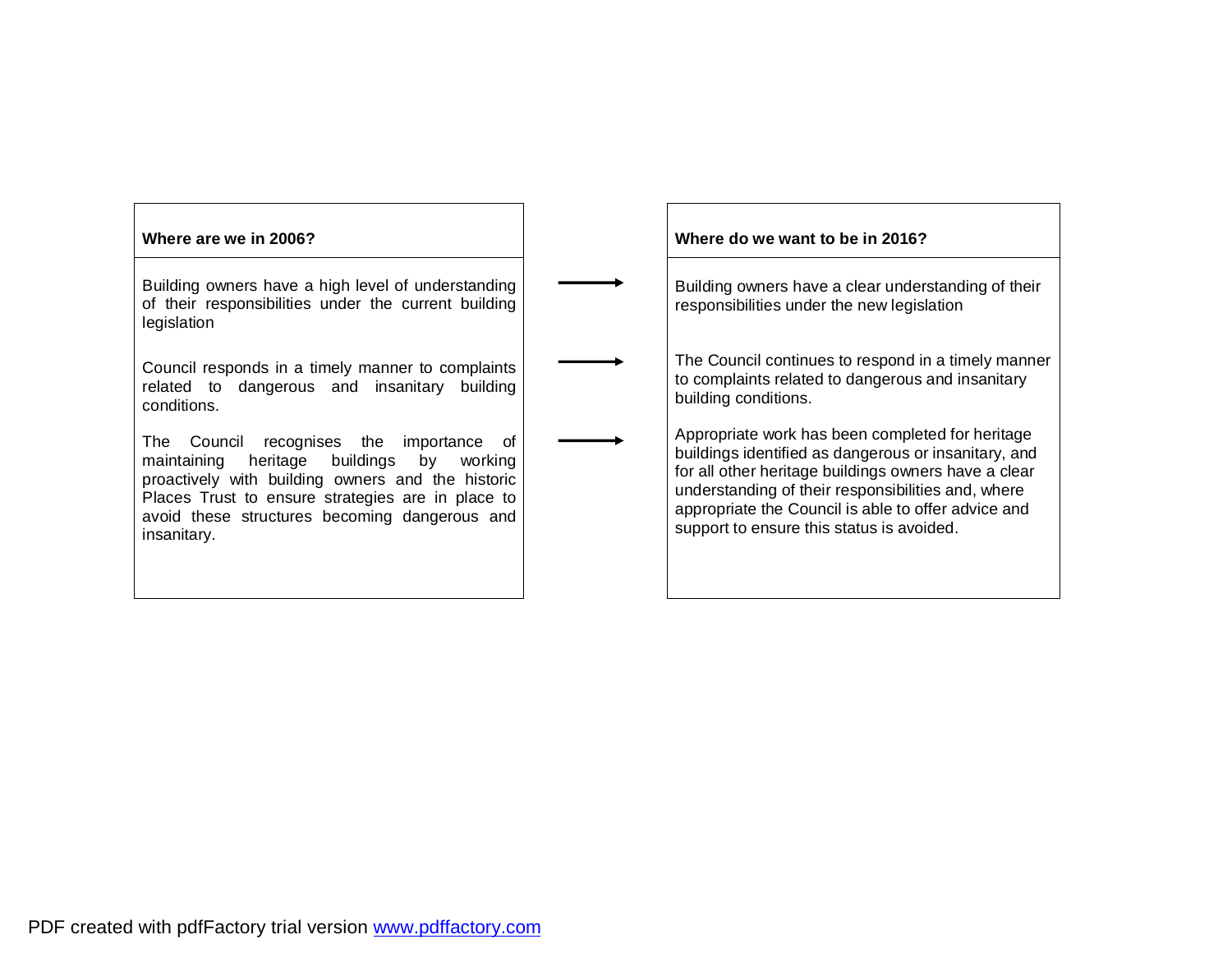| Where are we in 2006? | Where do we want to be in 2016? |
|---|---|
| Building owners have a high level of understanding of their responsibilities under the current building legislation | Building owners have a clear understanding of their responsibilities under the new legislation |
| Council responds in a timely manner to complaints related to dangerous and insanitary building conditions. | The Council continues to respond in a timely manner to complaints related to dangerous and insanitary building conditions. |
| The Council recognises the importance of maintaining heritage buildings by working proactively with building owners and the historic Places Trust to ensure strategies are in place to avoid these structures becoming dangerous and insanitary. | Appropriate work has been completed for heritage buildings identified as dangerous or insanitary, and for all other heritage buildings owners have a clear understanding of their responsibilities and, where appropriate the Council is able to offer advice and support to ensure this status is avoided. |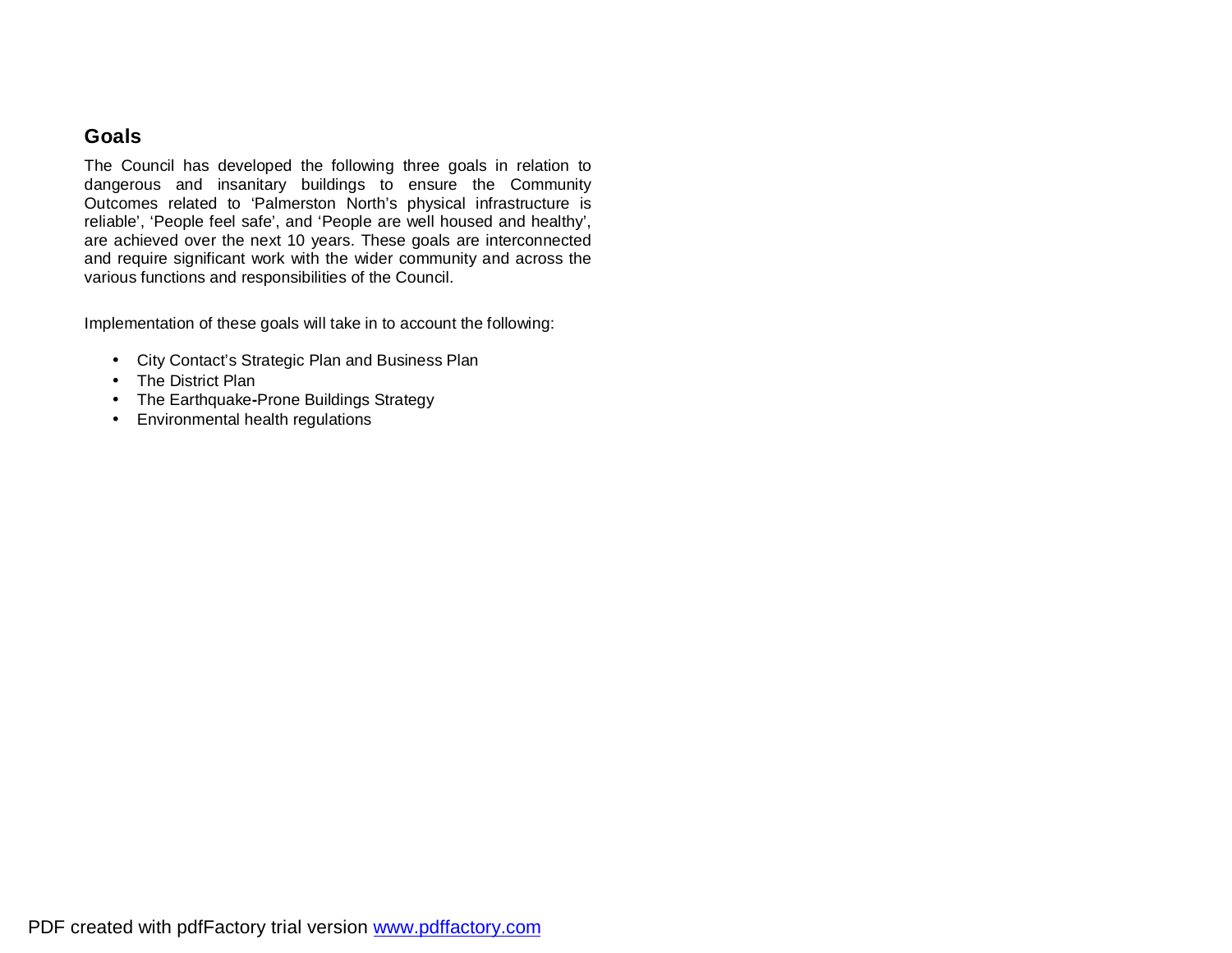## Goals

The Council has developed the following three goals in relation to dangerous and insanitary buildings to ensure the Community Outcomes related to 'Palmerston North's physical infrastructure is reliable', 'People feel safe', and 'People are well housed and healthy', are achieved over the next 10 years. These goals are interconnected and require significant work with the wider community and across the various functions and responsibilities of the Council.

Implementation of these goals will take in to account the following:

- City Contact's Strategic Plan and Business Plan
- The District Plan
- The Earthquake-Prone Buildings Strategy
- Environmental health regulations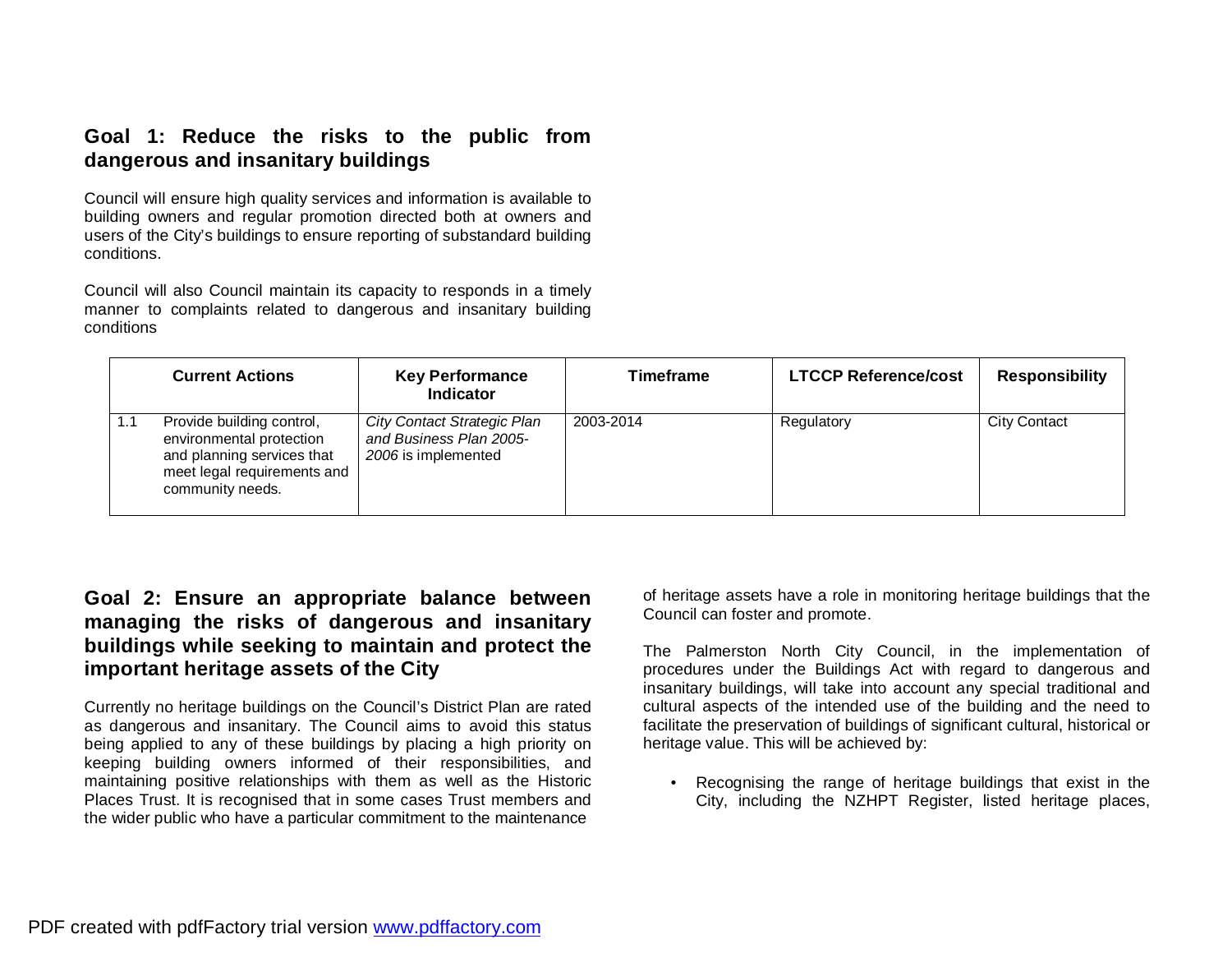## Goal 1: Reduce the risks to the public from dangerous and insanitary buildings

Council will ensure high quality services and information is available to building owners and regular promotion directed both at owners and users of the City's buildings to ensure reporting of substandard building conditions.

Council will also Council maintain its capacity to responds in a timely manner to complaints related to dangerous and insanitary building conditions

| Current Actions | | Key Performance Indicator | Timeframe | LTCCP Reference/cost | Responsibility |
|---|---|---|---|---|---|
| 1.1 | Provide building control, environmental protection and planning services that meet legal requirements and community needs. | *City Contact Strategic Plan and Business Plan 2005-2006* is implemented | 2003-2014 | Regulatory | City Contact |

## Goal 2: Ensure an appropriate balance between managing the risks of dangerous and insanitary buildings while seeking to maintain and protect the important heritage assets of the City

Currently no heritage buildings on the Council's District Plan are rated as dangerous and insanitary. The Council aims to avoid this status being applied to any of these buildings by placing a high priority on keeping building owners informed of their responsibilities, and maintaining positive relationships with them as well as the Historic Places Trust. It is recognised that in some cases Trust members and the wider public who have a particular commitment to the maintenance of heritage assets have a role in monitoring heritage buildings that the Council can foster and promote.

The Palmerston North City Council, in the implementation of procedures under the Buildings Act with regard to dangerous and insanitary buildings, will take into account any special traditional and cultural aspects of the intended use of the building and the need to facilitate the preservation of buildings of significant cultural, historical or heritage value. This will be achieved by:

- Recognising the range of heritage buildings that exist in the City, including the NZHPT Register, listed heritage places,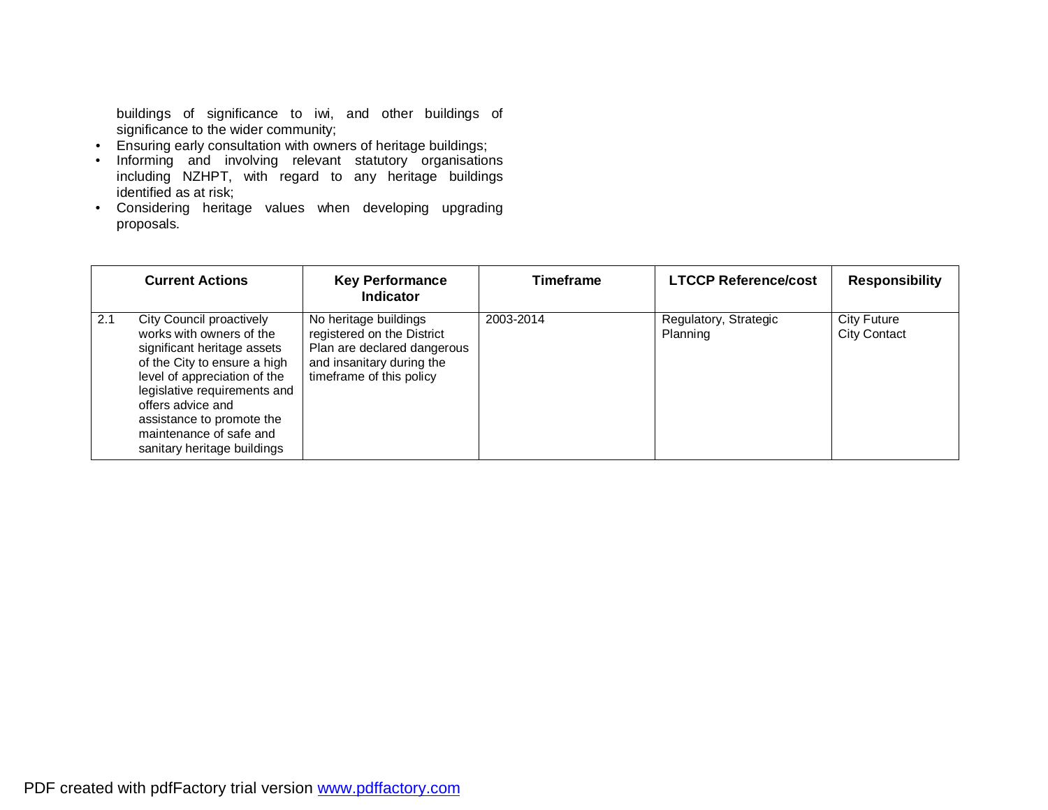buildings of significance to iwi, and other buildings of significance to the wider community;

- Ensuring early consultation with owners of heritage buildings;
- Informing and involving relevant statutory organisations including NZHPT, with regard to any heritage buildings identified as at risk;
- Considering heritage values when developing upgrading proposals.

| Current Actions | | Key Performance Indicator | Timeframe | LTCCP Reference/cost | Responsibility |
|---|---|---|---|---|---|
| 2.1 | City Council proactively works with owners of the significant heritage assets of the City to ensure a high level of appreciation of the legislative requirements and offers advice and assistance to promote the maintenance of safe and sanitary heritage buildings | No heritage buildings registered on the District Plan are declared dangerous and insanitary during the timeframe of this policy | 2003-2014 | Regulatory, Strategic Planning | City Future<br>City Contact |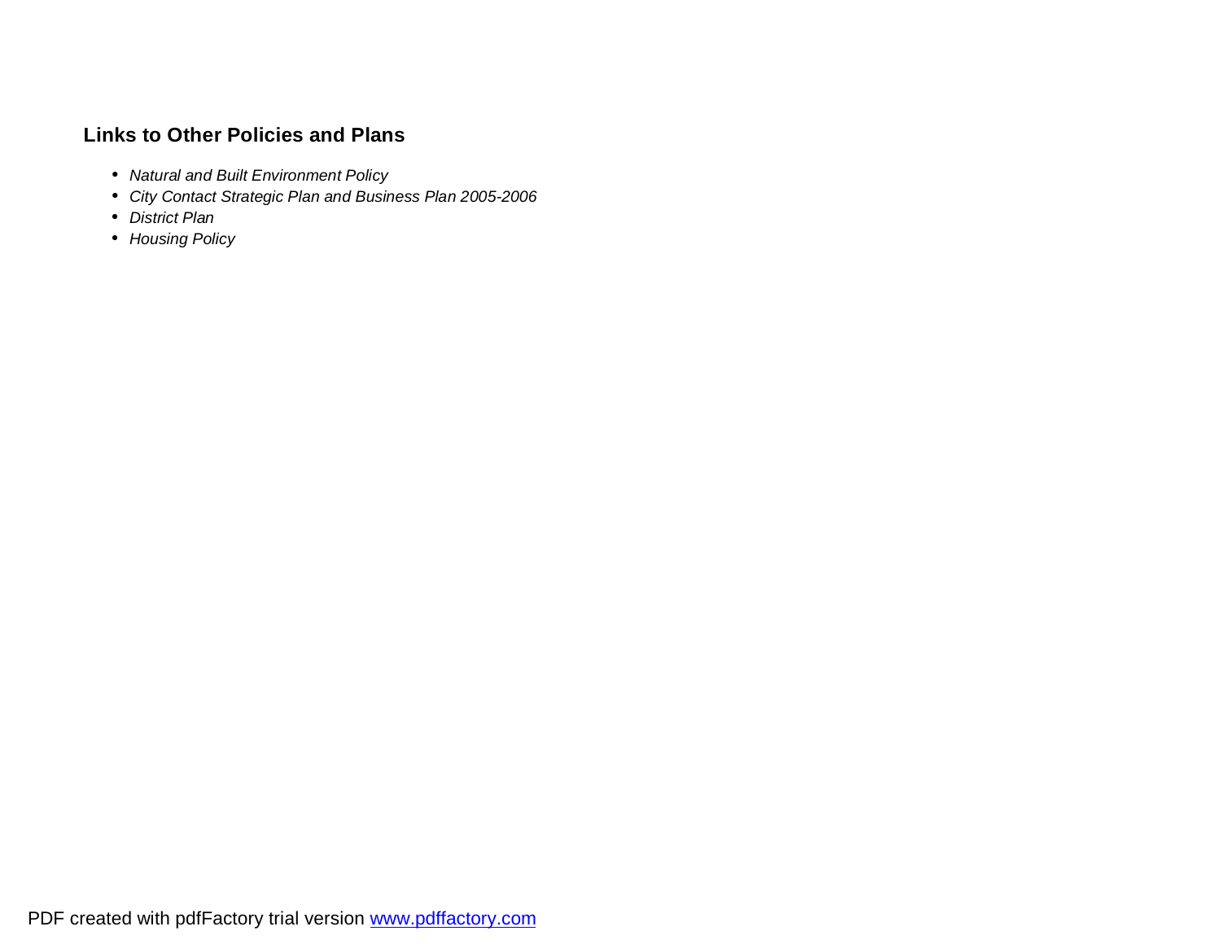**Links to Other Policies and Plans**

- *Natural and Built Environment Policy*
- *City Contact Strategic Plan and Business Plan 2005-2006*
- *District Plan*
- *Housing Policy*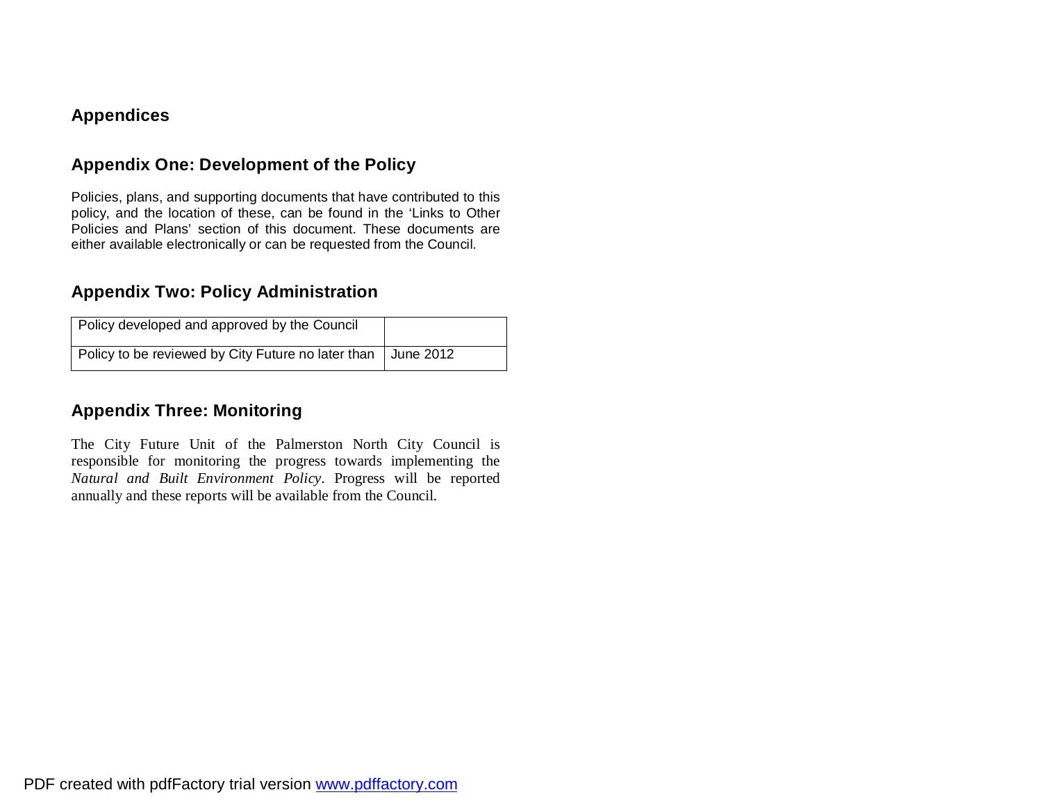# Appendices

## Appendix One: Development of the Policy

Policies, plans, and supporting documents that have contributed to this policy, and the location of these, can be found in the 'Links to Other Policies and Plans' section of this document. These documents are either available electronically or can be requested from the Council.

## Appendix Two: Policy Administration

| | |
|---|---|
| Policy developed and approved by the Council | |
| Policy to be reviewed by City Future no later than | June 2012 |

## Appendix Three: Monitoring

The City Future Unit of the Palmerston North City Council is responsible for monitoring the progress towards implementing the *Natural and Built Environment Policy*. Progress will be reported annually and these reports will be available from the Council.

PDF created with pdfFactory trial version www.pdffactory.com